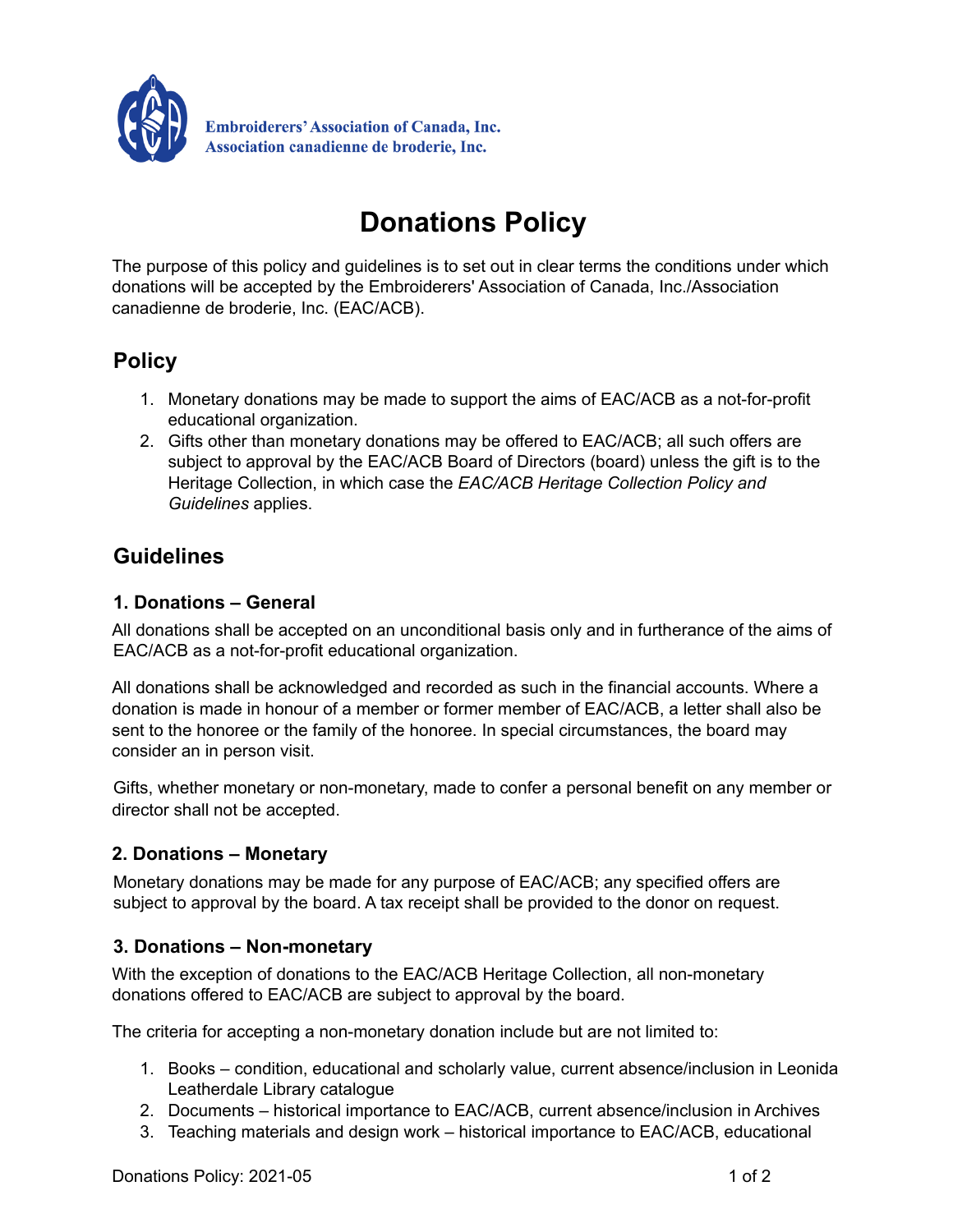Embroiderers' Association of Canada, Inc.
Association canadienne de broderie, Inc.

# Donations Policy

The purpose of this policy and guidelines is to set out in clear terms the conditions under which donations will be accepted by the Embroiderers' Association of Canada, Inc./Association canadienne de broderie, Inc. (EAC/ACB).

## Policy

1. Monetary donations may be made to support the aims of EAC/ACB as a not-for-profit educational organization.
2. Gifts other than monetary donations may be offered to EAC/ACB; all such offers are subject to approval by the EAC/ACB Board of Directors (board) unless the gift is to the Heritage Collection, in which case the *EAC/ACB Heritage Collection Policy and Guidelines* applies.

## Guidelines

### 1. Donations – General

All donations shall be accepted on an unconditional basis only and in furtherance of the aims of EAC/ACB as a not-for-profit educational organization.

All donations shall be acknowledged and recorded as such in the financial accounts. Where a donation is made in honour of a member or former member of EAC/ACB, a letter shall also be sent to the honoree or the family of the honoree. In special circumstances, the board may consider an in person visit.

Gifts, whether monetary or non-monetary, made to confer a personal benefit on any member or director shall not be accepted.

### 2. Donations – Monetary

Monetary donations may be made for any purpose of EAC/ACB; any specified offers are subject to approval by the board. A tax receipt shall be provided to the donor on request.

### 3. Donations – Non-monetary

With the exception of donations to the EAC/ACB Heritage Collection, all non-monetary donations offered to EAC/ACB are subject to approval by the board.

The criteria for accepting a non-monetary donation include but are not limited to:

1. Books – condition, educational and scholarly value, current absence/inclusion in Leonida Leatherdale Library catalogue
2. Documents – historical importance to EAC/ACB, current absence/inclusion in Archives
3. Teaching materials and design work – historical importance to EAC/ACB, educational

Donations Policy: 2021-05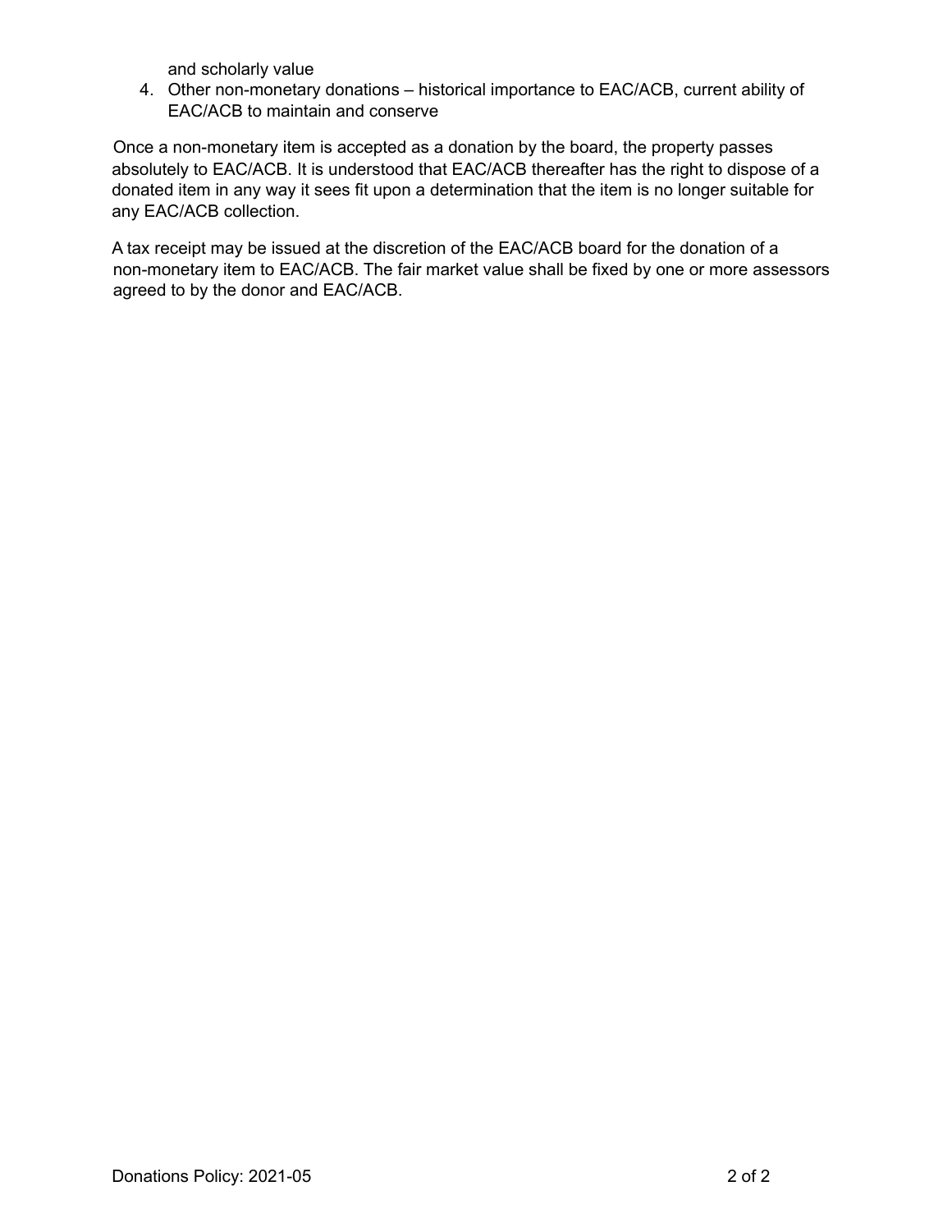and scholarly value

4. Other non-monetary donations – historical importance to EAC/ACB, current ability of EAC/ACB to maintain and conserve

Once a non-monetary item is accepted as a donation by the board, the property passes absolutely to EAC/ACB. It is understood that EAC/ACB thereafter has the right to dispose of a donated item in any way it sees fit upon a determination that the item is no longer suitable for any EAC/ACB collection.

A tax receipt may be issued at the discretion of the EAC/ACB board for the donation of a non-monetary item to EAC/ACB. The fair market value shall be fixed by one or more assessors agreed to by the donor and EAC/ACB.